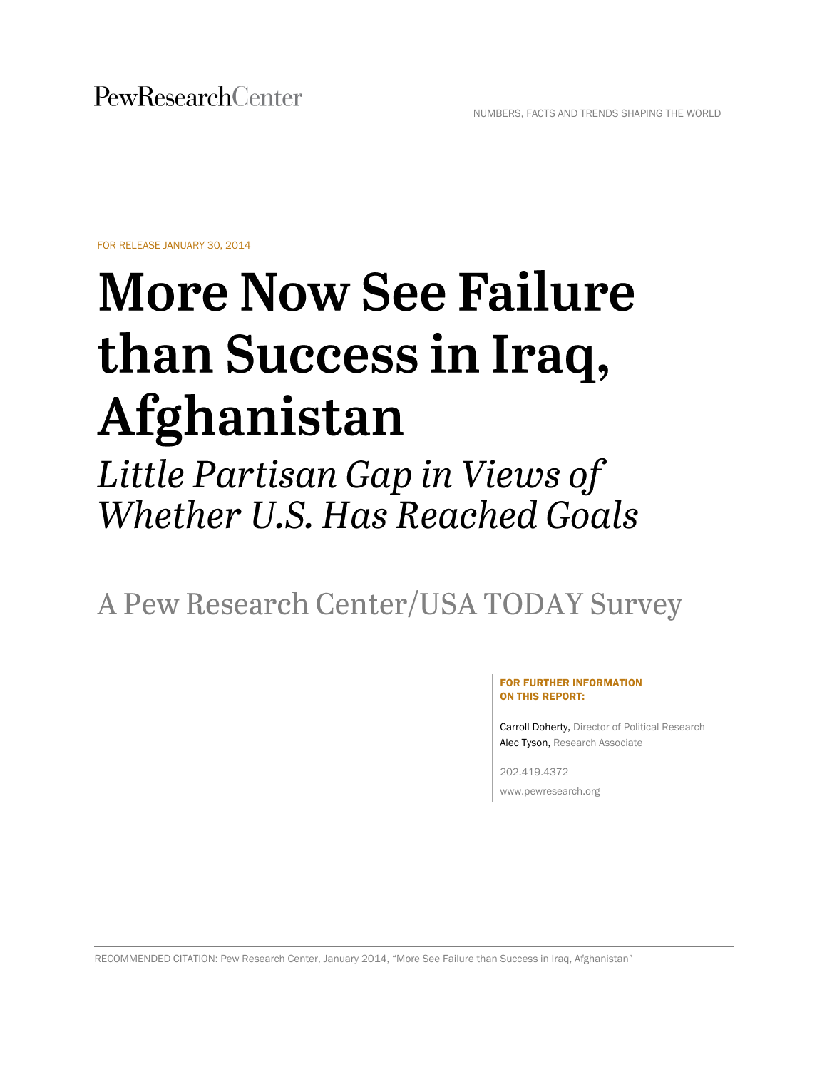PewResearchCenter

NUMBERS, FACTS AND TRENDS SHAPING THE WORLD

FOR RELEASE JANUARY 30, 2014

# More Now See Failure than Success in Iraq, Afghanistan

## *Little Partisan Gap in Views of Whether U.S. Has Reached Goals*

A Pew Research Center/USA TODAY Survey

**FOR FURTHER INFORMATION ON THIS REPORT:**

Carroll Doherty, Director of Political Research
Alec Tyson, Research Associate

202.419.4372
www.pewresearch.org

RECOMMENDED CITATION: Pew Research Center, January 2014, "More See Failure than Success in Iraq, Afghanistan"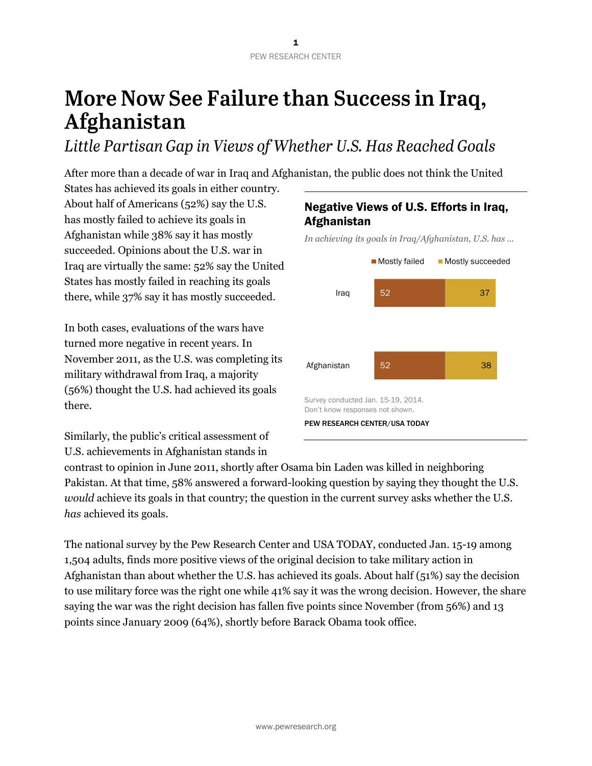# More Now See Failure than Success in Iraq, Afghanistan

*Little Partisan Gap in Views of Whether U.S. Has Reached Goals*

After more than a decade of war in Iraq and Afghanistan, the public does not think the United States has achieved its goals in either country. About half of Americans (52%) say the U.S. has mostly failed to achieve its goals in Afghanistan while 38% say it has mostly succeeded. Opinions about the U.S. war in Iraq are virtually the same: 52% say the United States has mostly failed in reaching its goals there, while 37% say it has mostly succeeded.

**Negative Views of U.S. Efforts in Iraq, Afghanistan**

*In achieving its goals in Iraq/Afghanistan, U.S. has …*

| | Mostly failed | Mostly succeeded |
| --- | --- | --- |
| Iraq | 52 | 37 |
| Afghanistan | 52 | 38 |

Survey conducted Jan. 15-19, 2014.
Don't know responses not shown.

PEW RESEARCH CENTER/USA TODAY

In both cases, evaluations of the wars have turned more negative in recent years. In November 2011, as the U.S. was completing its military withdrawal from Iraq, a majority (56%) thought the U.S. had achieved its goals there.

Similarly, the public's critical assessment of U.S. achievements in Afghanistan stands in contrast to opinion in June 2011, shortly after Osama bin Laden was killed in neighboring Pakistan. At that time, 58% answered a forward-looking question by saying they thought the U.S. *would* achieve its goals in that country; the question in the current survey asks whether the U.S. *has* achieved its goals.

The national survey by the Pew Research Center and USA TODAY, conducted Jan. 15-19 among 1,504 adults, finds more positive views of the original decision to take military action in Afghanistan than about whether the U.S. has achieved its goals. About half (51%) say the decision to use military force was the right one while 41% say it was the wrong decision. However, the share saying the war was the right decision has fallen five points since November (from 56%) and 13 points since January 2009 (64%), shortly before Barack Obama took office.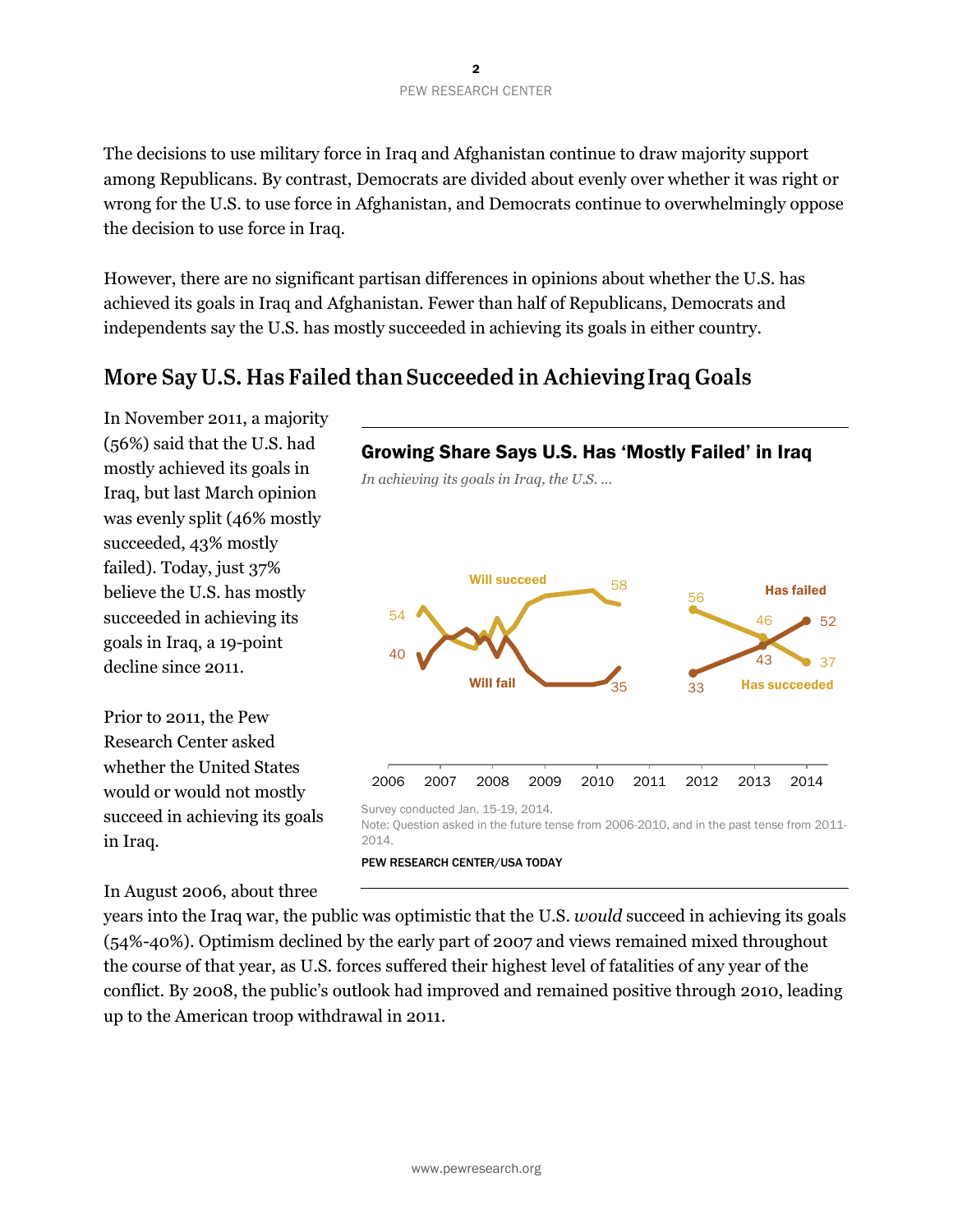The decisions to use military force in Iraq and Afghanistan continue to draw majority support among Republicans. By contrast, Democrats are divided about evenly over whether it was right or wrong for the U.S. to use force in Afghanistan, and Democrats continue to overwhelmingly oppose the decision to use force in Iraq.

However, there are no significant partisan differences in opinions about whether the U.S. has achieved its goals in Iraq and Afghanistan. Fewer than half of Republicans, Democrats and independents say the U.S. has mostly succeeded in achieving its goals in either country.

## More Say U.S. Has Failed than Succeeded in Achieving Iraq Goals

In November 2011, a majority (56%) said that the U.S. had mostly achieved its goals in Iraq, but last March opinion was evenly split (46% mostly succeeded, 43% mostly failed). Today, just 37% believe the U.S. has mostly succeeded in achieving its goals in Iraq, a 19-point decline since 2011.

Prior to 2011, the Pew Research Center asked whether the United States would or would not mostly succeed in achieving its goals in Iraq.

**Growing Share Says U.S. Has 'Mostly Failed' in Iraq**

*In achieving its goals in Iraq, the U.S. ...*

Will succeed: 54, 58 · Will fail: 40, 35 · Has succeeded: 56, 46, 37 · Has failed: 33, 43, 52

2006 2007 2008 2009 2010 2011 2012 2013 2014

Survey conducted Jan. 15-19, 2014.

Note: Question asked in the future tense from 2006-2010, and in the past tense from 2011-2014.

PEW RESEARCH CENTER/USA TODAY

In August 2006, about three years into the Iraq war, the public was optimistic that the U.S. *would* succeed in achieving its goals (54%-40%). Optimism declined by the early part of 2007 and views remained mixed throughout the course of that year, as U.S. forces suffered their highest level of fatalities of any year of the conflict. By 2008, the public's outlook had improved and remained positive through 2010, leading up to the American troop withdrawal in 2011.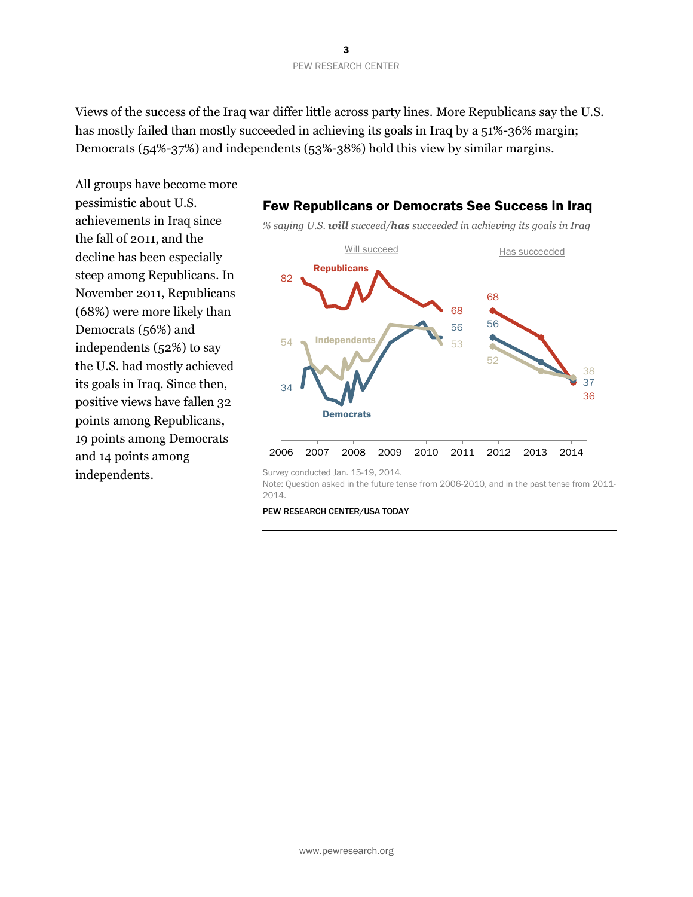Views of the success of the Iraq war differ little across party lines. More Republicans say the U.S. has mostly failed than mostly succeeded in achieving its goals in Iraq by a 51%-36% margin; Democrats (54%-37%) and independents (53%-38%) hold this view by similar margins.

All groups have become more pessimistic about U.S. achievements in Iraq since the fall of 2011, and the decline has been especially steep among Republicans. In November 2011, Republicans (68%) were more likely than Democrats (56%) and independents (52%) to say the U.S. had mostly achieved its goals in Iraq. Since then, positive views have fallen 32 points among Republicans, 19 points among Democrats and 14 points among independents.

**Few Republicans or Democrats See Success in Iraq**

*% saying U.S. **will** succeed/**has** succeeded in achieving its goals in Iraq*

Will succeed | Has succeeded

Republicans: 82 … 68 | 68 … 36
Democrats: 34 … 56 | 56 … 37
Independents: 54 … 53 | 52 … 38

2006 2007 2008 2009 2010 2011 2012 2013 2014

Survey conducted Jan. 15-19, 2014.

Note: Question asked in the future tense from 2006-2010, and in the past tense from 2011-2014.

PEW RESEARCH CENTER/USA TODAY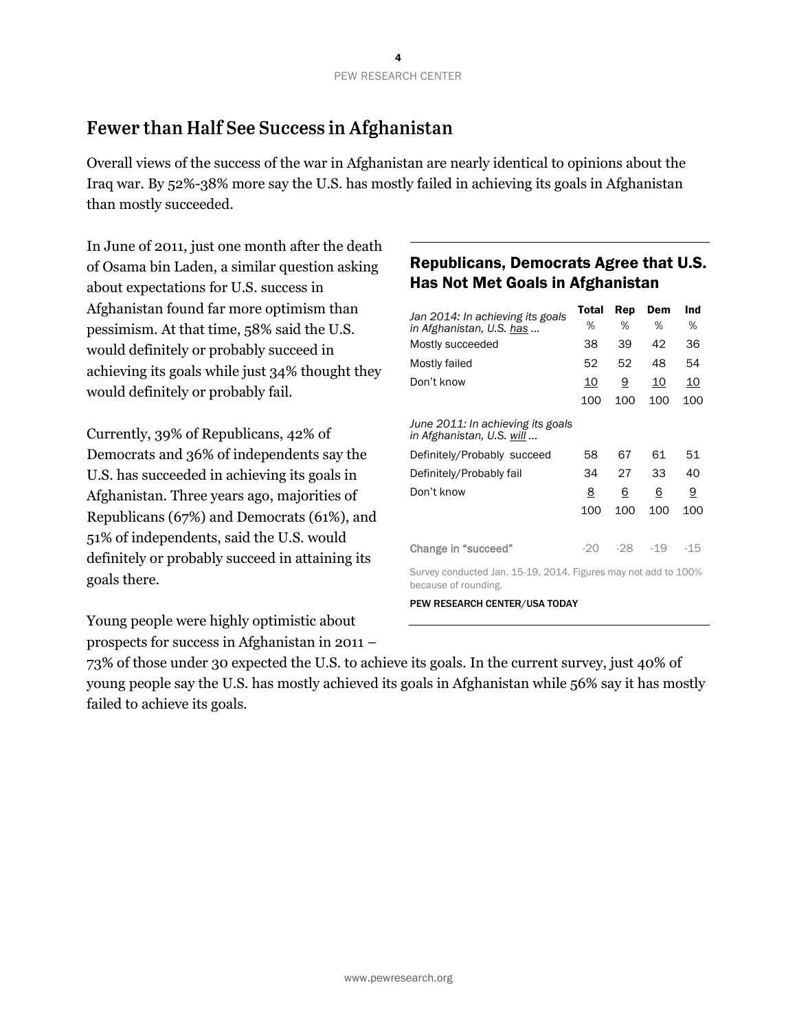## Fewer than Half See Success in Afghanistan

Overall views of the success of the war in Afghanistan are nearly identical to opinions about the Iraq war. By 52%-38% more say the U.S. has mostly failed in achieving its goals in Afghanistan than mostly succeeded.

In June of 2011, just one month after the death of Osama bin Laden, a similar question asking about expectations for U.S. success in Afghanistan found far more optimism than pessimism. At that time, 58% said the U.S. would definitely or probably succeed in achieving its goals while just 34% thought they would definitely or probably fail.

Currently, 39% of Republicans, 42% of Democrats and 36% of independents say the U.S. has succeeded in achieving its goals in Afghanistan. Three years ago, majorities of Republicans (67%) and Democrats (61%), and 51% of independents, said the U.S. would definitely or probably succeed in attaining its goals there.

Young people were highly optimistic about prospects for success in Afghanistan in 2011 – 73% of those under 30 expected the U.S. to achieve its goals. In the current survey, just 40% of young people say the U.S. has mostly achieved its goals in Afghanistan while 56% say it has mostly failed to achieve its goals.

### Republicans, Democrats Agree that U.S. Has Not Met Goals in Afghanistan

| *Jan 2014: In achieving its goals in Afghanistan, U.S. has ...* | Total % | Rep % | Dem % | Ind % |
|---|---|---|---|---|
| Mostly succeeded | 38 | 39 | 42 | 36 |
| Mostly failed | 52 | 52 | 48 | 54 |
| Don't know | 10 | 9 | 10 | 10 |
| | 100 | 100 | 100 | 100 |
| *June 2011: In achieving its goals in Afghanistan, U.S. will ...* | | | | |
| Definitely/Probably succeed | 58 | 67 | 61 | 51 |
| Definitely/Probably fail | 34 | 27 | 33 | 40 |
| Don't know | 8 | 6 | 6 | 9 |
| | 100 | 100 | 100 | 100 |
| Change in "succeed" | -20 | -28 | -19 | -15 |

Survey conducted Jan. 15-19, 2014. Figures may not add to 100% because of rounding.

PEW RESEARCH CENTER/USA TODAY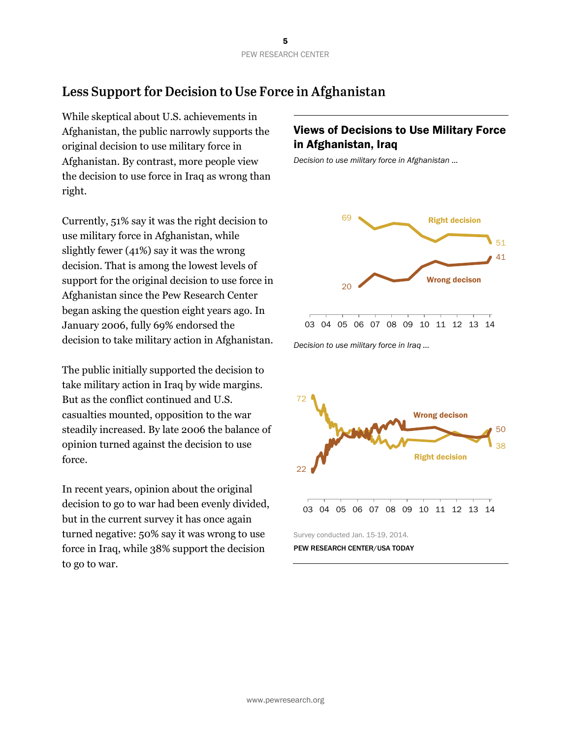## Less Support for Decision to Use Force in Afghanistan

While skeptical about U.S. achievements in Afghanistan, the public narrowly supports the original decision to use military force in Afghanistan. By contrast, more people view the decision to use force in Iraq as wrong than right.

Currently, 51% say it was the right decision to use military force in Afghanistan, while slightly fewer (41%) say it was the wrong decision. That is among the lowest levels of support for the original decision to use force in Afghanistan since the Pew Research Center began asking the question eight years ago. In January 2006, fully 69% endorsed the decision to take military action in Afghanistan.

The public initially supported the decision to take military action in Iraq by wide margins. But as the conflict continued and U.S. casualties mounted, opposition to the war steadily increased. By late 2006 the balance of opinion turned against the decision to use force.

In recent years, opinion about the original decision to go to war had been evenly divided, but in the current survey it has once again turned negative: 50% say it was wrong to use force in Iraq, while 38% support the decision to go to war.

### Views of Decisions to Use Military Force in Afghanistan, Iraq

*Decision to use military force in Afghanistan ...*

Right decision: 69 ... 51
Wrong decison: 20 ... 41

03 04 05 06 07 08 09 10 11 12 13 14

*Decision to use military force in Iraq ...*

Wrong decison: 22 ... 50
Right decision: 72 ... 38

03 04 05 06 07 08 09 10 11 12 13 14

Survey conducted Jan. 15-19, 2014.

PEW RESEARCH CENTER/USA TODAY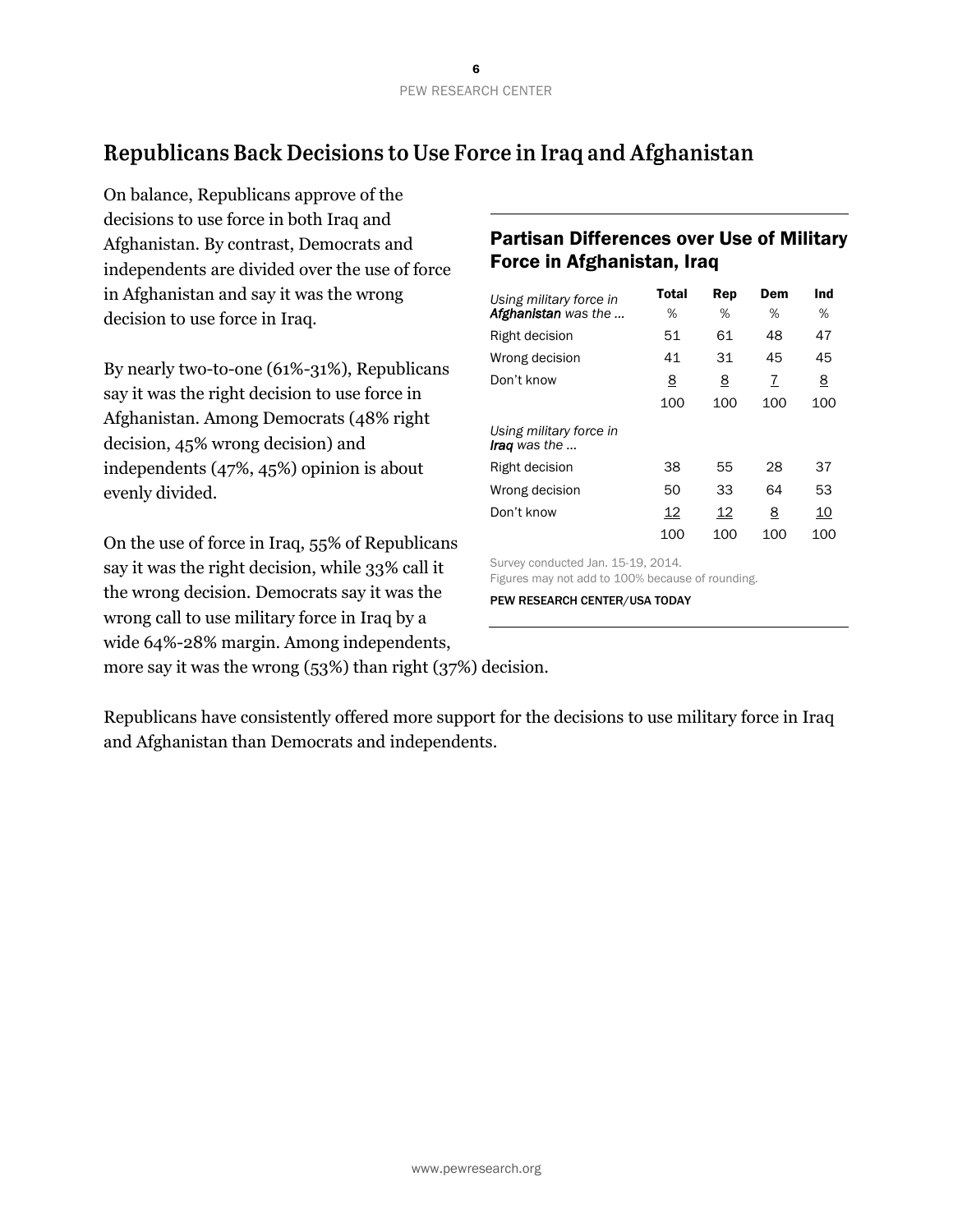## Republicans Back Decisions to Use Force in Iraq and Afghanistan

On balance, Republicans approve of the decisions to use force in both Iraq and Afghanistan. By contrast, Democrats and independents are divided over the use of force in Afghanistan and say it was the wrong decision to use force in Iraq.

By nearly two-to-one (61%-31%), Republicans say it was the right decision to use force in Afghanistan. Among Democrats (48% right decision, 45% wrong decision) and independents (47%, 45%) opinion is about evenly divided.

On the use of force in Iraq, 55% of Republicans say it was the right decision, while 33% call it the wrong decision. Democrats say it was the wrong call to use military force in Iraq by a wide 64%-28% margin. Among independents, more say it was the wrong (53%) than right (37%) decision.

Republicans have consistently offered more support for the decisions to use military force in Iraq and Afghanistan than Democrats and independents.

### Partisan Differences over Use of Military Force in Afghanistan, Iraq

| *Using military force in **Afghanistan** was the …* | Total | Rep | Dem | Ind |
|---|---|---|---|---|
| | % | % | % | % |
| Right decision | 51 | 61 | 48 | 47 |
| Wrong decision | 41 | 31 | 45 | 45 |
| Don't know | 8 | 8 | 7 | 8 |
| | 100 | 100 | 100 | 100 |
| *Using military force in **Iraq** was the …* | | | | |
| Right decision | 38 | 55 | 28 | 37 |
| Wrong decision | 50 | 33 | 64 | 53 |
| Don't know | 12 | 12 | 8 | 10 |
| | 100 | 100 | 100 | 100 |

Survey conducted Jan. 15-19, 2014.
Figures may not add to 100% because of rounding.

PEW RESEARCH CENTER/USA TODAY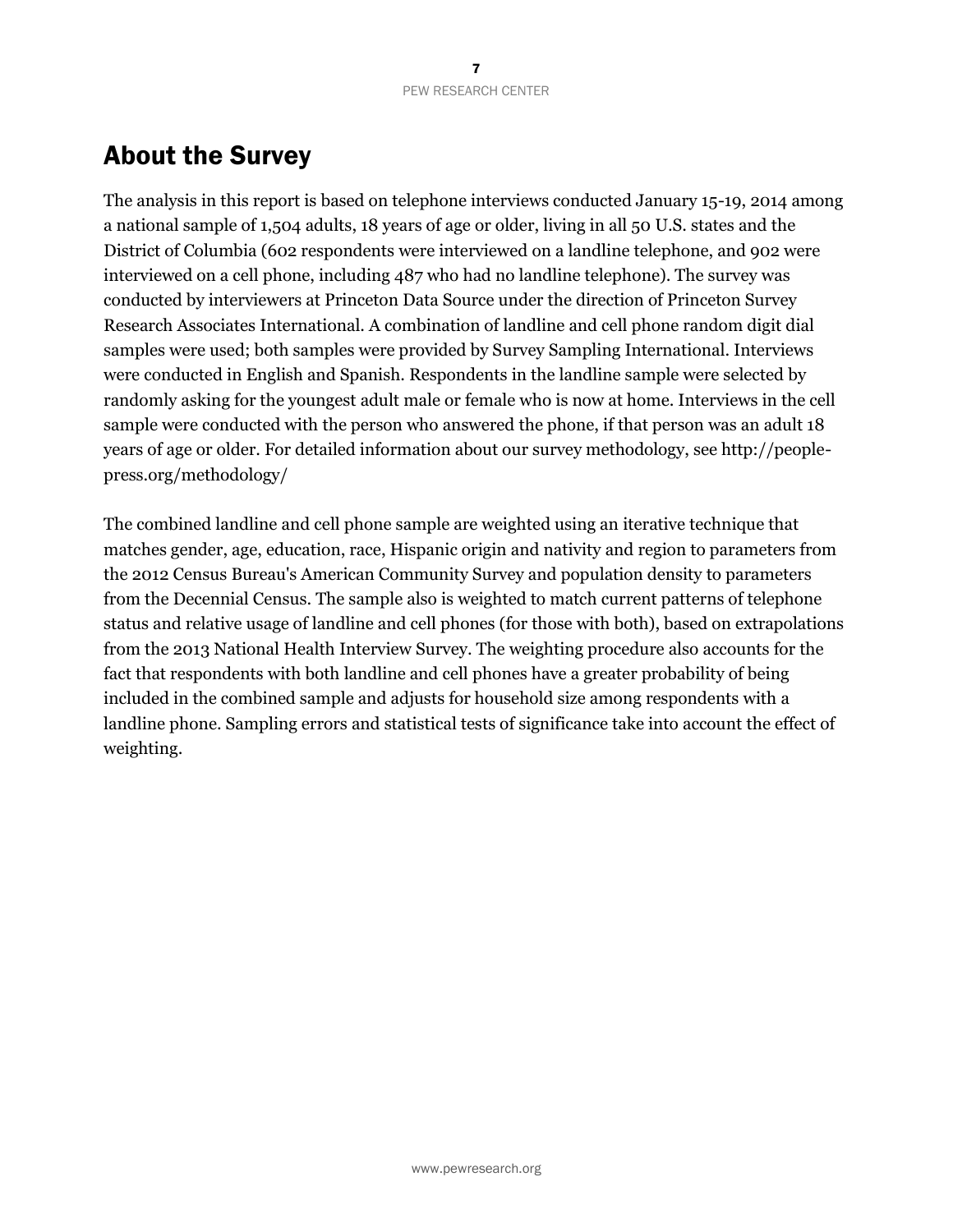# About the Survey

The analysis in this report is based on telephone interviews conducted January 15-19, 2014 among a national sample of 1,504 adults, 18 years of age or older, living in all 50 U.S. states and the District of Columbia (602 respondents were interviewed on a landline telephone, and 902 were interviewed on a cell phone, including 487 who had no landline telephone). The survey was conducted by interviewers at Princeton Data Source under the direction of Princeton Survey Research Associates International. A combination of landline and cell phone random digit dial samples were used; both samples were provided by Survey Sampling International. Interviews were conducted in English and Spanish. Respondents in the landline sample were selected by randomly asking for the youngest adult male or female who is now at home. Interviews in the cell sample were conducted with the person who answered the phone, if that person was an adult 18 years of age or older. For detailed information about our survey methodology, see http://people-press.org/methodology/

The combined landline and cell phone sample are weighted using an iterative technique that matches gender, age, education, race, Hispanic origin and nativity and region to parameters from the 2012 Census Bureau's American Community Survey and population density to parameters from the Decennial Census. The sample also is weighted to match current patterns of telephone status and relative usage of landline and cell phones (for those with both), based on extrapolations from the 2013 National Health Interview Survey. The weighting procedure also accounts for the fact that respondents with both landline and cell phones have a greater probability of being included in the combined sample and adjusts for household size among respondents with a landline phone. Sampling errors and statistical tests of significance take into account the effect of weighting.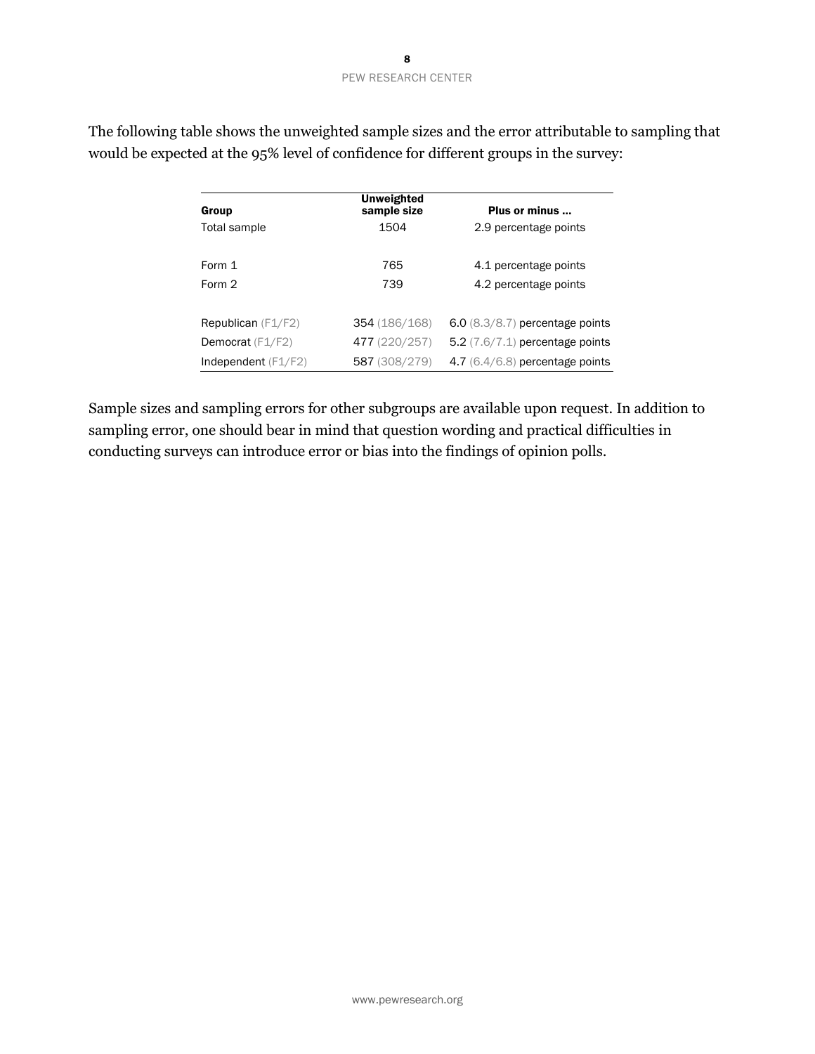The following table shows the unweighted sample sizes and the error attributable to sampling that would be expected at the 95% level of confidence for different groups in the survey:

| Group | Unweighted sample size | Plus or minus ... |
|---|---|---|
| Total sample | 1504 | 2.9 percentage points |
| | | |
| Form 1 | 765 | 4.1 percentage points |
| Form 2 | 739 | 4.2 percentage points |
| | | |
| Republican (F1/F2) | 354 (186/168) | 6.0 (8.3/8.7) percentage points |
| Democrat (F1/F2) | 477 (220/257) | 5.2 (7.6/7.1) percentage points |
| Independent (F1/F2) | 587 (308/279) | 4.7 (6.4/6.8) percentage points |

Sample sizes and sampling errors for other subgroups are available upon request. In addition to sampling error, one should bear in mind that question wording and practical difficulties in conducting surveys can introduce error or bias into the findings of opinion polls.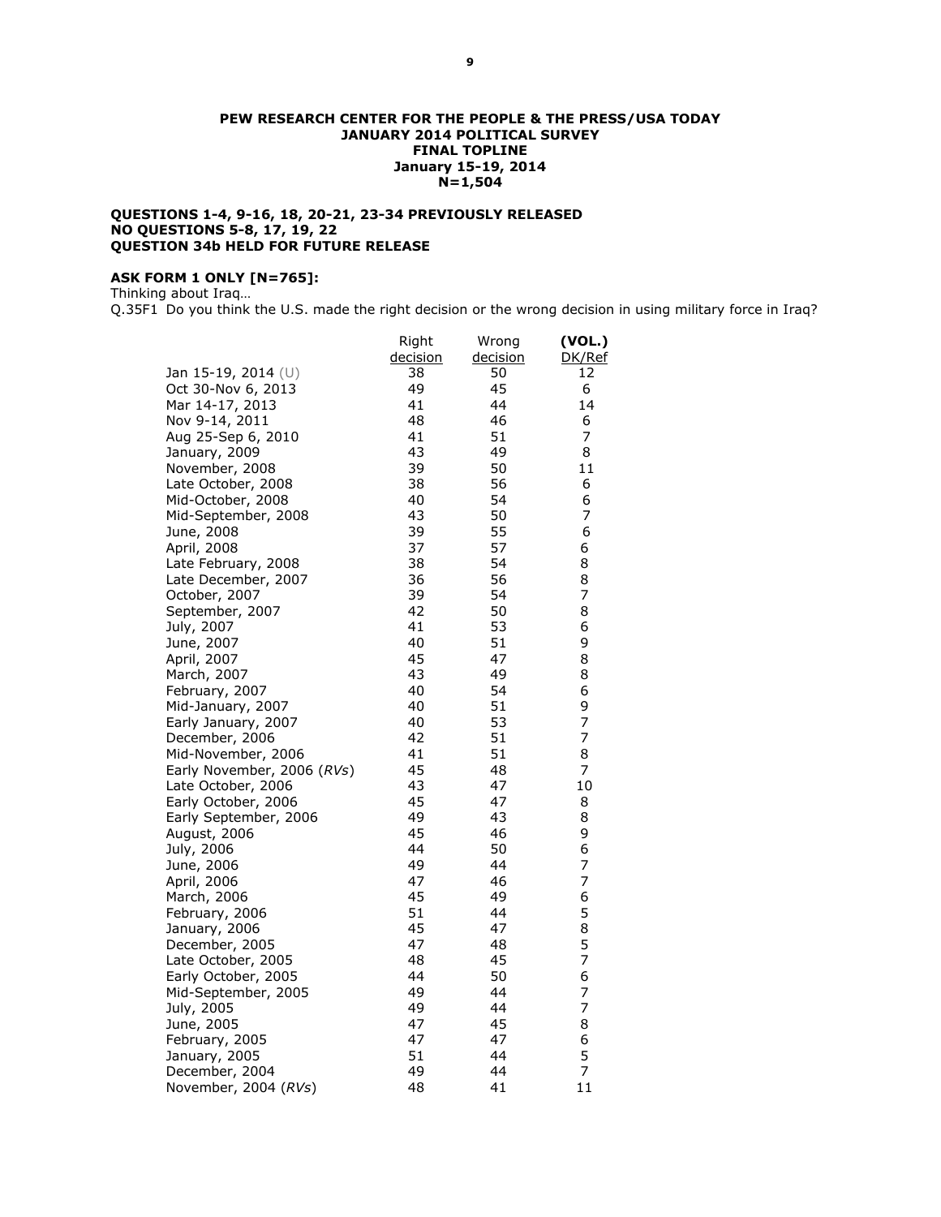**PEW RESEARCH CENTER FOR THE PEOPLE & THE PRESS/USA TODAY**
**JANUARY 2014 POLITICAL SURVEY**
**FINAL TOPLINE**
**January 15-19, 2014**
**N=1,504**

**QUESTIONS 1-4, 9-16, 18, 20-21, 23-34 PREVIOUSLY RELEASED**
**NO QUESTIONS 5-8, 17, 19, 22**
**QUESTION 34b HELD FOR FUTURE RELEASE**

**ASK FORM 1 ONLY [N=765]:**
Thinking about Iraq…
Q.35F1 Do you think the U.S. made the right decision or the wrong decision in using military force in Iraq?

| | Right decision | Wrong decision | **(VOL.)** DK/Ref |
|---|---|---|---|
| Jan 15-19, 2014 (U) | 38 | 50 | 12 |
| Oct 30-Nov 6, 2013 | 49 | 45 | 6 |
| Mar 14-17, 2013 | 41 | 44 | 14 |
| Nov 9-14, 2011 | 48 | 46 | 6 |
| Aug 25-Sep 6, 2010 | 41 | 51 | 7 |
| January, 2009 | 43 | 49 | 8 |
| November, 2008 | 39 | 50 | 11 |
| Late October, 2008 | 38 | 56 | 6 |
| Mid-October, 2008 | 40 | 54 | 6 |
| Mid-September, 2008 | 43 | 50 | 7 |
| June, 2008 | 39 | 55 | 6 |
| April, 2008 | 37 | 57 | 6 |
| Late February, 2008 | 38 | 54 | 8 |
| Late December, 2007 | 36 | 56 | 8 |
| October, 2007 | 39 | 54 | 7 |
| September, 2007 | 42 | 50 | 8 |
| July, 2007 | 41 | 53 | 6 |
| June, 2007 | 40 | 51 | 9 |
| April, 2007 | 45 | 47 | 8 |
| March, 2007 | 43 | 49 | 8 |
| February, 2007 | 40 | 54 | 6 |
| Mid-January, 2007 | 40 | 51 | 9 |
| Early January, 2007 | 40 | 53 | 7 |
| December, 2006 | 42 | 51 | 7 |
| Mid-November, 2006 | 41 | 51 | 8 |
| Early November, 2006 (*RVs*) | 45 | 48 | 7 |
| Late October, 2006 | 43 | 47 | 10 |
| Early October, 2006 | 45 | 47 | 8 |
| Early September, 2006 | 49 | 43 | 8 |
| August, 2006 | 45 | 46 | 9 |
| July, 2006 | 44 | 50 | 6 |
| June, 2006 | 49 | 44 | 7 |
| April, 2006 | 47 | 46 | 7 |
| March, 2006 | 45 | 49 | 6 |
| February, 2006 | 51 | 44 | 5 |
| January, 2006 | 45 | 47 | 8 |
| December, 2005 | 47 | 48 | 5 |
| Late October, 2005 | 48 | 45 | 7 |
| Early October, 2005 | 44 | 50 | 6 |
| Mid-September, 2005 | 49 | 44 | 7 |
| July, 2005 | 49 | 44 | 7 |
| June, 2005 | 47 | 45 | 8 |
| February, 2005 | 47 | 47 | 6 |
| January, 2005 | 51 | 44 | 5 |
| December, 2004 | 49 | 44 | 7 |
| November, 2004 (*RVs*) | 48 | 41 | 11 |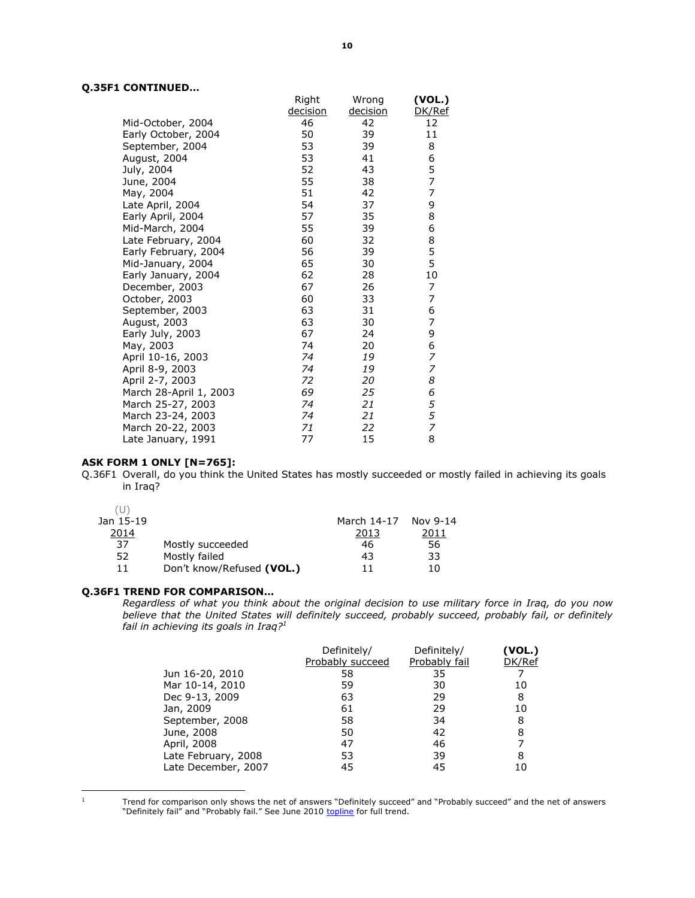**Q.35F1 CONTINUED…**

| | Right decision | Wrong decision | (VOL.) DK/Ref |
|---|---|---|---|
| Mid-October, 2004 | 46 | 42 | 12 |
| Early October, 2004 | 50 | 39 | 11 |
| September, 2004 | 53 | 39 | 8 |
| August, 2004 | 53 | 41 | 6 |
| July, 2004 | 52 | 43 | 5 |
| June, 2004 | 55 | 38 | 7 |
| May, 2004 | 51 | 42 | 7 |
| Late April, 2004 | 54 | 37 | 9 |
| Early April, 2004 | 57 | 35 | 8 |
| Mid-March, 2004 | 55 | 39 | 6 |
| Late February, 2004 | 60 | 32 | 8 |
| Early February, 2004 | 56 | 39 | 5 |
| Mid-January, 2004 | 65 | 30 | 5 |
| Early January, 2004 | 62 | 28 | 10 |
| December, 2003 | 67 | 26 | 7 |
| October, 2003 | 60 | 33 | 7 |
| September, 2003 | 63 | 31 | 6 |
| August, 2003 | 63 | 30 | 7 |
| Early July, 2003 | 67 | 24 | 9 |
| May, 2003 | 74 | 20 | 6 |
| April 10-16, 2003 | *74* | *19* | *7* |
| April 8-9, 2003 | *74* | *19* | *7* |
| April 2-7, 2003 | *72* | *20* | *8* |
| March 28-April 1, 2003 | *69* | *25* | *6* |
| March 25-27, 2003 | *74* | *21* | *5* |
| March 23-24, 2003 | *74* | *21* | *5* |
| March 20-22, 2003 | *71* | *22* | *7* |
| Late January, 1991 | 77 | 15 | 8 |

**ASK FORM 1 ONLY [N=765]:**

Q.36F1 Overall, do you think the United States has mostly succeeded or mostly failed in achieving its goals in Iraq?

| (U) Jan 15-19 2014 | | March 14-17 2013 | Nov 9-14 2011 |
|---|---|---|---|
| 37 | Mostly succeeded | 46 | 56 |
| 52 | Mostly failed | 43 | 33 |
| 11 | Don't know/Refused **(VOL.)** | 11 | 10 |

**Q.36F1 TREND FOR COMPARISON…**

*Regardless of what you think about the original decision to use military force in Iraq, do you now believe that the United States will definitely succeed, probably succeed, probably fail, or definitely fail in achieving its goals in Iraq?*[1]

| | Definitely/ Probably succeed | Definitely/ Probably fail | (VOL.) DK/Ref |
|---|---|---|---|
| Jun 16-20, 2010 | 58 | 35 | 7 |
| Mar 10-14, 2010 | 59 | 30 | 10 |
| Dec 9-13, 2009 | 63 | 29 | 8 |
| Jan, 2009 | 61 | 29 | 10 |
| September, 2008 | 58 | 34 | 8 |
| June, 2008 | 50 | 42 | 8 |
| April, 2008 | 47 | 46 | 7 |
| Late February, 2008 | 53 | 39 | 8 |
| Late December, 2007 | 45 | 45 | 10 |

[1] Trend for comparison only shows the net of answers "Definitely succeed" and "Probably succeed" and the net of answers "Definitely fail" and "Probably fail." See June 2010 topline for full trend.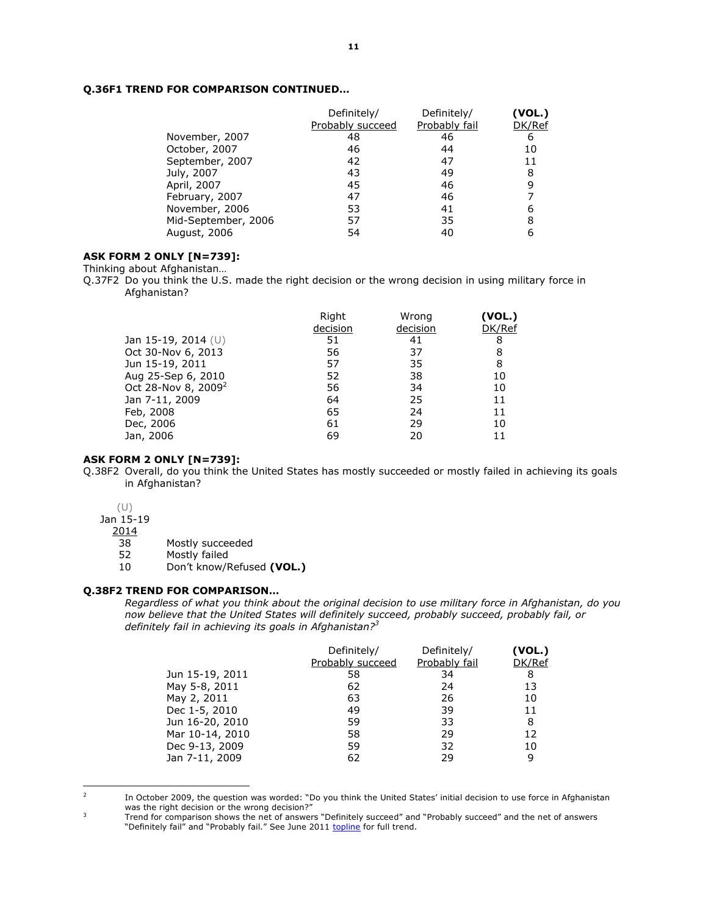**Q.36F1 TREND FOR COMPARISON CONTINUED…**

| | Definitely/ Probably succeed | Definitely/ Probably fail | **(VOL.)** DK/Ref |
|---|---|---|---|
| November, 2007 | 48 | 46 | 6 |
| October, 2007 | 46 | 44 | 10 |
| September, 2007 | 42 | 47 | 11 |
| July, 2007 | 43 | 49 | 8 |
| April, 2007 | 45 | 46 | 9 |
| February, 2007 | 47 | 46 | 7 |
| November, 2006 | 53 | 41 | 6 |
| Mid-September, 2006 | 57 | 35 | 8 |
| August, 2006 | 54 | 40 | 6 |

**ASK FORM 2 ONLY [N=739]:**

Thinking about Afghanistan…

Q.37F2 Do you think the U.S. made the right decision or the wrong decision in using military force in Afghanistan?

| | Right decision | Wrong decision | **(VOL.)** DK/Ref |
|---|---|---|---|
| Jan 15-19, 2014 (U) | 51 | 41 | 8 |
| Oct 30-Nov 6, 2013 | 56 | 37 | 8 |
| Jun 15-19, 2011 | 57 | 35 | 8 |
| Aug 25-Sep 6, 2010 | 52 | 38 | 10 |
| Oct 28-Nov 8, 2009[2] | 56 | 34 | 10 |
| Jan 7-11, 2009 | 64 | 25 | 11 |
| Feb, 2008 | 65 | 24 | 11 |
| Dec, 2006 | 61 | 29 | 10 |
| Jan, 2006 | 69 | 20 | 11 |

**ASK FORM 2 ONLY [N=739]:**

Q.38F2 Overall, do you think the United States has mostly succeeded or mostly failed in achieving its goals in Afghanistan?

| (U) Jan 15-19 2014 | |
|---|---|
| 38 | Mostly succeeded |
| 52 | Mostly failed |
| 10 | Don't know/Refused **(VOL.)** |

**Q.38F2 TREND FOR COMPARISON…**

*Regardless of what you think about the original decision to use military force in Afghanistan, do you now believe that the United States will definitely succeed, probably succeed, probably fail, or definitely fail in achieving its goals in Afghanistan?*[3]

| | Definitely/ Probably succeed | Definitely/ Probably fail | **(VOL.)** DK/Ref |
|---|---|---|---|
| Jun 15-19, 2011 | 58 | 34 | 8 |
| May 5-8, 2011 | 62 | 24 | 13 |
| May 2, 2011 | 63 | 26 | 10 |
| Dec 1-5, 2010 | 49 | 39 | 11 |
| Jun 16-20, 2010 | 59 | 33 | 8 |
| Mar 10-14, 2010 | 58 | 29 | 12 |
| Dec 9-13, 2009 | 59 | 32 | 10 |
| Jan 7-11, 2009 | 62 | 29 | 9 |

---

[2] In October 2009, the question was worded: "Do you think the United States' initial decision to use force in Afghanistan was the right decision or the wrong decision?"

[3] Trend for comparison shows the net of answers "Definitely succeed" and "Probably succeed" and the net of answers "Definitely fail" and "Probably fail." See June 2011 topline for full trend.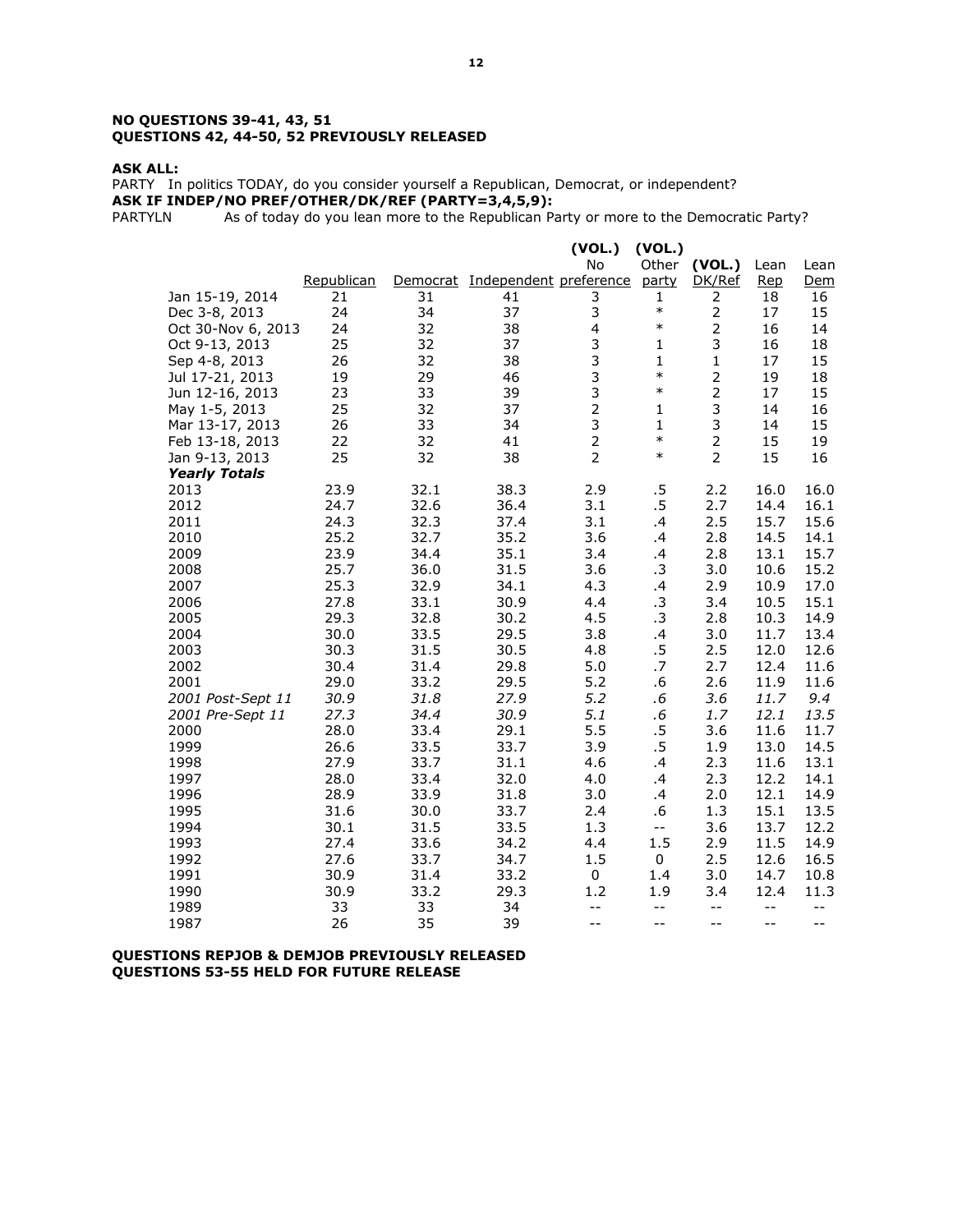**NO QUESTIONS 39-41, 43, 51**
**QUESTIONS 42, 44-50, 52 PREVIOUSLY RELEASED**

**ASK ALL:**
PARTY In politics TODAY, do you consider yourself a Republican, Democrat, or independent?
**ASK IF INDEP/NO PREF/OTHER/DK/REF (PARTY=3,4,5,9):**
PARTYLN As of today do you lean more to the Republican Party or more to the Democratic Party?

| | Republican | Democrat | Independent | (VOL.) No preference | (VOL.) Other party | (VOL.) DK/Ref | Lean Rep | Lean Dem |
|---|---|---|---|---|---|---|---|---|
| Jan 15-19, 2014 | 21 | 31 | 41 | 3 | 1 | 2 | 18 | 16 |
| Dec 3-8, 2013 | 24 | 34 | 37 | 3 | * | 2 | 17 | 15 |
| Oct 30-Nov 6, 2013 | 24 | 32 | 38 | 4 | * | 2 | 16 | 14 |
| Oct 9-13, 2013 | 25 | 32 | 37 | 3 | 1 | 3 | 16 | 18 |
| Sep 4-8, 2013 | 26 | 32 | 38 | 3 | 1 | 1 | 17 | 15 |
| Jul 17-21, 2013 | 19 | 29 | 46 | 3 | * | 2 | 19 | 18 |
| Jun 12-16, 2013 | 23 | 33 | 39 | 3 | * | 2 | 17 | 15 |
| May 1-5, 2013 | 25 | 32 | 37 | 2 | 1 | 3 | 14 | 16 |
| Mar 13-17, 2013 | 26 | 33 | 34 | 3 | 1 | 3 | 14 | 15 |
| Feb 13-18, 2013 | 22 | 32 | 41 | 2 | * | 2 | 15 | 19 |
| Jan 9-13, 2013 | 25 | 32 | 38 | 2 | * | 2 | 15 | 16 |
| ***Yearly Totals*** | | | | | | | | |
| 2013 | 23.9 | 32.1 | 38.3 | 2.9 | .5 | 2.2 | 16.0 | 16.0 |
| 2012 | 24.7 | 32.6 | 36.4 | 3.1 | .5 | 2.7 | 14.4 | 16.1 |
| 2011 | 24.3 | 32.3 | 37.4 | 3.1 | .4 | 2.5 | 15.7 | 15.6 |
| 2010 | 25.2 | 32.7 | 35.2 | 3.6 | .4 | 2.8 | 14.5 | 14.1 |
| 2009 | 23.9 | 34.4 | 35.1 | 3.4 | .4 | 2.8 | 13.1 | 15.7 |
| 2008 | 25.7 | 36.0 | 31.5 | 3.6 | .3 | 3.0 | 10.6 | 15.2 |
| 2007 | 25.3 | 32.9 | 34.1 | 4.3 | .4 | 2.9 | 10.9 | 17.0 |
| 2006 | 27.8 | 33.1 | 30.9 | 4.4 | .3 | 3.4 | 10.5 | 15.1 |
| 2005 | 29.3 | 32.8 | 30.2 | 4.5 | .3 | 2.8 | 10.3 | 14.9 |
| 2004 | 30.0 | 33.5 | 29.5 | 3.8 | .4 | 3.0 | 11.7 | 13.4 |
| 2003 | 30.3 | 31.5 | 30.5 | 4.8 | .5 | 2.5 | 12.0 | 12.6 |
| 2002 | 30.4 | 31.4 | 29.8 | 5.0 | .7 | 2.7 | 12.4 | 11.6 |
| 2001 | 29.0 | 33.2 | 29.5 | 5.2 | .6 | 2.6 | 11.9 | 11.6 |
| *2001 Post-Sept 11* | *30.9* | *31.8* | *27.9* | *5.2* | *.6* | *3.6* | *11.7* | *9.4* |
| *2001 Pre-Sept 11* | *27.3* | *34.4* | *30.9* | *5.1* | *.6* | *1.7* | *12.1* | *13.5* |
| 2000 | 28.0 | 33.4 | 29.1 | 5.5 | .5 | 3.6 | 11.6 | 11.7 |
| 1999 | 26.6 | 33.5 | 33.7 | 3.9 | .5 | 1.9 | 13.0 | 14.5 |
| 1998 | 27.9 | 33.7 | 31.1 | 4.6 | .4 | 2.3 | 11.6 | 13.1 |
| 1997 | 28.0 | 33.4 | 32.0 | 4.0 | .4 | 2.3 | 12.2 | 14.1 |
| 1996 | 28.9 | 33.9 | 31.8 | 3.0 | .4 | 2.0 | 12.1 | 14.9 |
| 1995 | 31.6 | 30.0 | 33.7 | 2.4 | .6 | 1.3 | 15.1 | 13.5 |
| 1994 | 30.1 | 31.5 | 33.5 | 1.3 | -- | 3.6 | 13.7 | 12.2 |
| 1993 | 27.4 | 33.6 | 34.2 | 4.4 | 1.5 | 2.9 | 11.5 | 14.9 |
| 1992 | 27.6 | 33.7 | 34.7 | 1.5 | 0 | 2.5 | 12.6 | 16.5 |
| 1991 | 30.9 | 31.4 | 33.2 | 0 | 1.4 | 3.0 | 14.7 | 10.8 |
| 1990 | 30.9 | 33.2 | 29.3 | 1.2 | 1.9 | 3.4 | 12.4 | 11.3 |
| 1989 | 33 | 33 | 34 | -- | -- | -- | -- | -- |
| 1987 | 26 | 35 | 39 | -- | -- | -- | -- | -- |

**QUESTIONS REPJOB & DEMJOB PREVIOUSLY RELEASED**
**QUESTIONS 53-55 HELD FOR FUTURE RELEASE**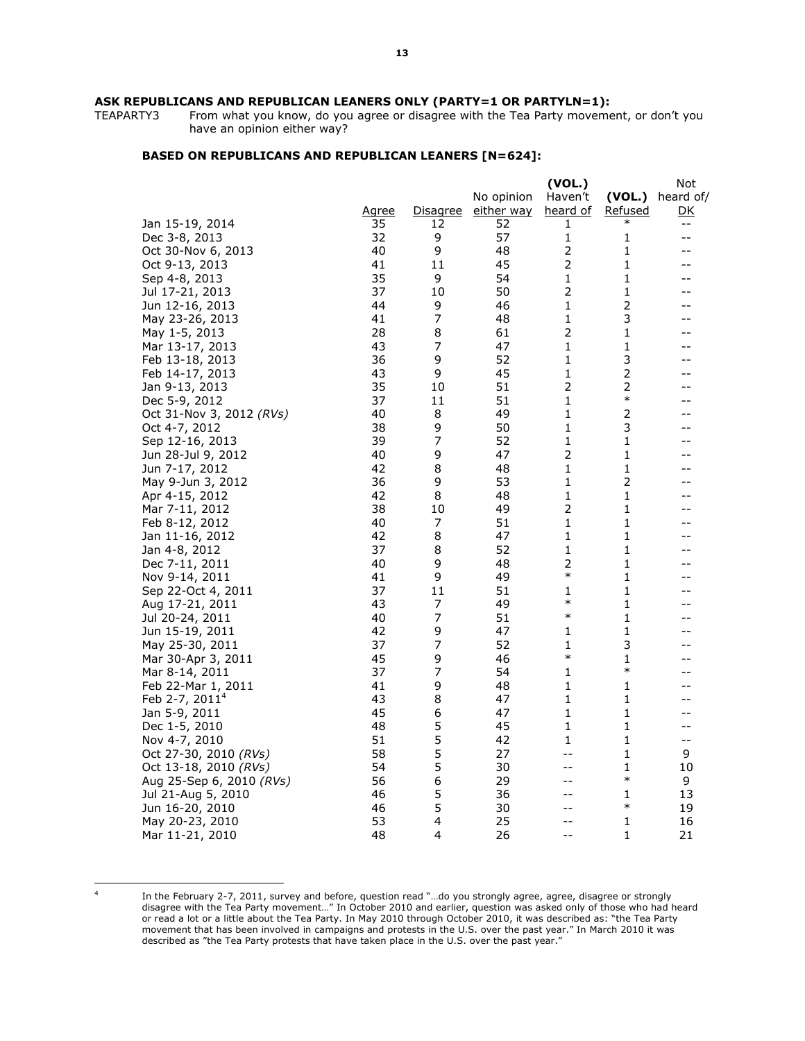**ASK REPUBLICANS AND REPUBLICAN LEANERS ONLY (PARTY=1 OR PARTYLN=1):**

TEAPARTY3 From what you know, do you agree or disagree with the Tea Party movement, or don't you have an opinion either way?

**BASED ON REPUBLICANS AND REPUBLICAN LEANERS [N=624]:**

| | Agree | Disagree | No opinion either way | (VOL.) Haven't heard of | (VOL.) Refused | Not heard of/ DK |
|---|---|---|---|---|---|---|
| Jan 15-19, 2014 | 35 | 12 | 52 | 1 | * | -- |
| Dec 3-8, 2013 | 32 | 9 | 57 | 1 | 1 | -- |
| Oct 30-Nov 6, 2013 | 40 | 9 | 48 | 2 | 1 | -- |
| Oct 9-13, 2013 | 41 | 11 | 45 | 2 | 1 | -- |
| Sep 4-8, 2013 | 35 | 9 | 54 | 1 | 1 | -- |
| Jul 17-21, 2013 | 37 | 10 | 50 | 2 | 1 | -- |
| Jun 12-16, 2013 | 44 | 9 | 46 | 1 | 2 | -- |
| May 23-26, 2013 | 41 | 7 | 48 | 1 | 3 | -- |
| May 1-5, 2013 | 28 | 8 | 61 | 2 | 1 | -- |
| Mar 13-17, 2013 | 43 | 7 | 47 | 1 | 1 | -- |
| Feb 13-18, 2013 | 36 | 9 | 52 | 1 | 3 | -- |
| Feb 14-17, 2013 | 43 | 9 | 45 | 1 | 2 | -- |
| Jan 9-13, 2013 | 35 | 10 | 51 | 2 | 2 | -- |
| Dec 5-9, 2012 | 37 | 11 | 51 | 1 | * | -- |
| Oct 31-Nov 3, 2012 *(RVs)* | 40 | 8 | 49 | 1 | 2 | -- |
| Oct 4-7, 2012 | 38 | 9 | 50 | 1 | 3 | -- |
| Sep 12-16, 2013 | 39 | 7 | 52 | 1 | 1 | -- |
| Jun 28-Jul 9, 2012 | 40 | 9 | 47 | 2 | 1 | -- |
| Jun 7-17, 2012 | 42 | 8 | 48 | 1 | 1 | -- |
| May 9-Jun 3, 2012 | 36 | 9 | 53 | 1 | 2 | -- |
| Apr 4-15, 2012 | 42 | 8 | 48 | 1 | 1 | -- |
| Mar 7-11, 2012 | 38 | 10 | 49 | 2 | 1 | -- |
| Feb 8-12, 2012 | 40 | 7 | 51 | 1 | 1 | -- |
| Jan 11-16, 2012 | 42 | 8 | 47 | 1 | 1 | -- |
| Jan 4-8, 2012 | 37 | 8 | 52 | 1 | 1 | -- |
| Dec 7-11, 2011 | 40 | 9 | 48 | 2 | 1 | -- |
| Nov 9-14, 2011 | 41 | 9 | 49 | * | 1 | -- |
| Sep 22-Oct 4, 2011 | 37 | 11 | 51 | 1 | 1 | -- |
| Aug 17-21, 2011 | 43 | 7 | 49 | * | 1 | -- |
| Jul 20-24, 2011 | 40 | 7 | 51 | * | 1 | -- |
| Jun 15-19, 2011 | 42 | 9 | 47 | 1 | 1 | -- |
| May 25-30, 2011 | 37 | 7 | 52 | 1 | 3 | -- |
| Mar 30-Apr 3, 2011 | 45 | 9 | 46 | * | 1 | -- |
| Mar 8-14, 2011 | 37 | 7 | 54 | 1 | * | -- |
| Feb 22-Mar 1, 2011 | 41 | 9 | 48 | 1 | 1 | -- |
| Feb 2-7, 2011[4] | 43 | 8 | 47 | 1 | 1 | -- |
| Jan 5-9, 2011 | 45 | 6 | 47 | 1 | 1 | -- |
| Dec 1-5, 2010 | 48 | 5 | 45 | 1 | 1 | -- |
| Nov 4-7, 2010 | 51 | 5 | 42 | 1 | 1 | -- |
| Oct 27-30, 2010 *(RVs)* | 58 | 5 | 27 | -- | 1 | 9 |
| Oct 13-18, 2010 *(RVs)* | 54 | 5 | 30 | -- | 1 | 10 |
| Aug 25-Sep 6, 2010 *(RVs)* | 56 | 6 | 29 | -- | * | 9 |
| Jul 21-Aug 5, 2010 | 46 | 5 | 36 | -- | 1 | 13 |
| Jun 16-20, 2010 | 46 | 5 | 30 | -- | * | 19 |
| May 20-23, 2010 | 53 | 4 | 25 | -- | 1 | 16 |
| Mar 11-21, 2010 | 48 | 4 | 26 | -- | 1 | 21 |

[4] In the February 2-7, 2011, survey and before, question read "…do you strongly agree, agree, disagree or strongly disagree with the Tea Party movement…" In October 2010 and earlier, question was asked only of those who had heard or read a lot or a little about the Tea Party. In May 2010 through October 2010, it was described as: "the Tea Party movement that has been involved in campaigns and protests in the U.S. over the past year." In March 2010 it was described as "the Tea Party protests that have taken place in the U.S. over the past year."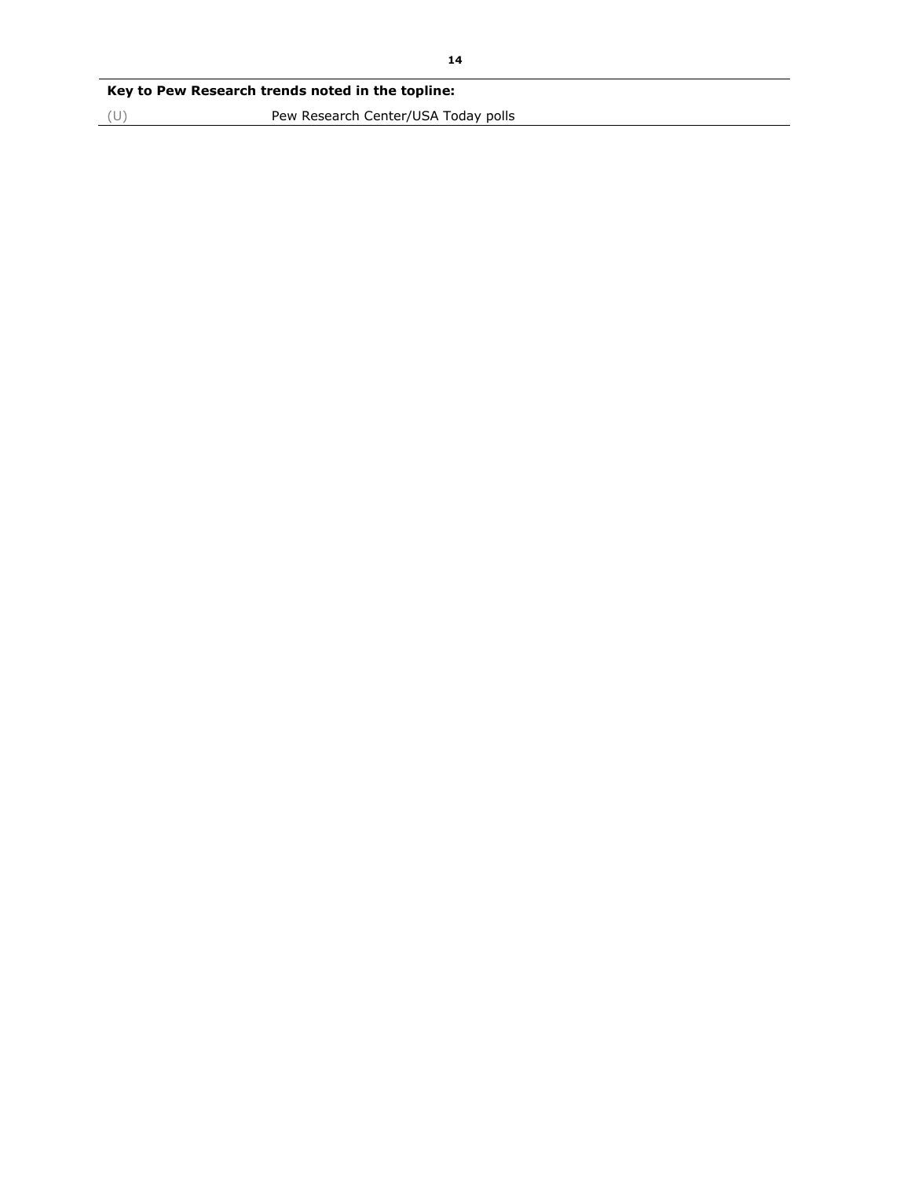**Key to Pew Research trends noted in the topline:**

| | |
|---|---|
| (U) | Pew Research Center/USA Today polls |